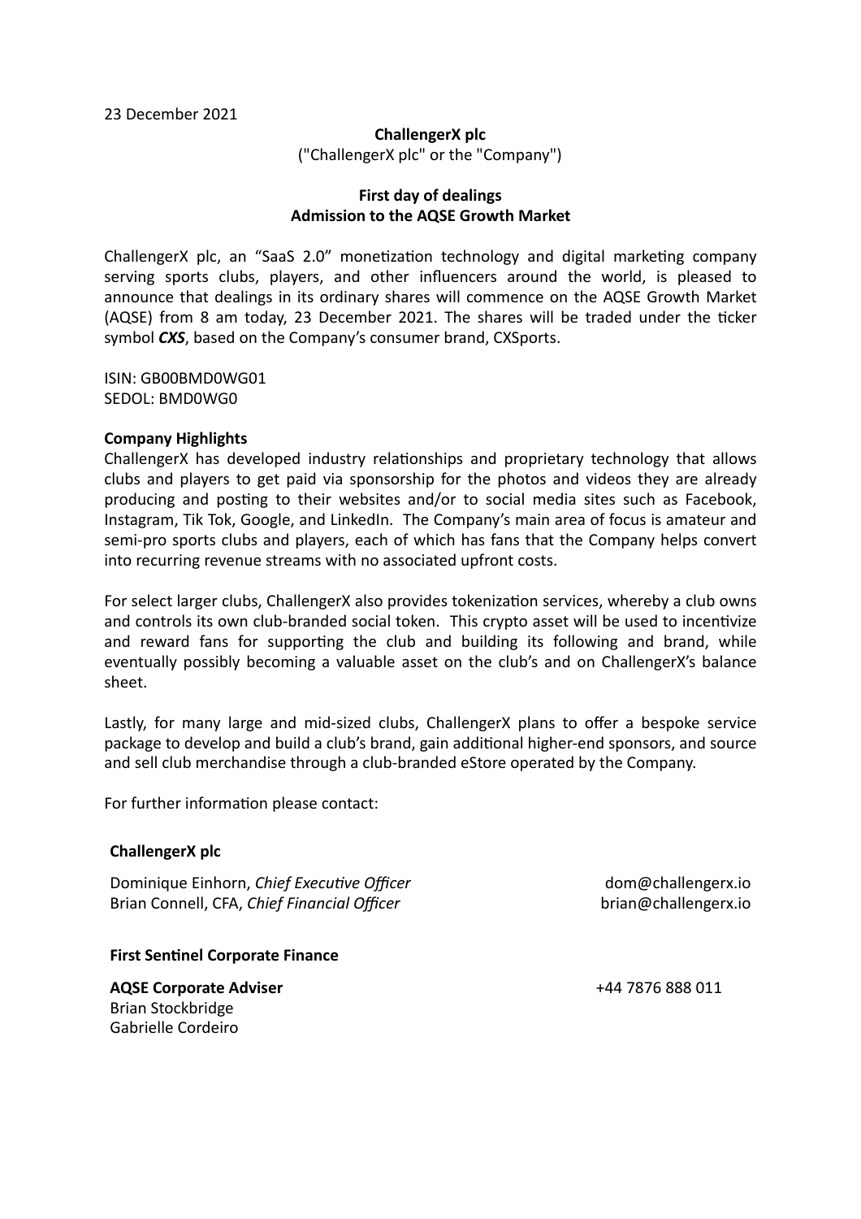23 December 2021

**ChallengerX plc**
("ChallengerX plc" or the "Company")

**First day of dealings**
**Admission to the AQSE Growth Market**

ChallengerX plc, an "SaaS 2.0" monetization technology and digital marketing company serving sports clubs, players, and other influencers around the world, is pleased to announce that dealings in its ordinary shares will commence on the AQSE Growth Market (AQSE) from 8 am today, 23 December 2021. The shares will be traded under the ticker symbol ***CXS***, based on the Company's consumer brand, CXSports.

ISIN: GB00BMD0WG01
SEDOL: BMD0WG0

**Company Highlights**

ChallengerX has developed industry relationships and proprietary technology that allows clubs and players to get paid via sponsorship for the photos and videos they are already producing and posting to their websites and/or to social media sites such as Facebook, Instagram, Tik Tok, Google, and LinkedIn. The Company's main area of focus is amateur and semi-pro sports clubs and players, each of which has fans that the Company helps convert into recurring revenue streams with no associated upfront costs.

For select larger clubs, ChallengerX also provides tokenization services, whereby a club owns and controls its own club-branded social token. This crypto asset will be used to incentivize and reward fans for supporting the club and building its following and brand, while eventually possibly becoming a valuable asset on the club's and on ChallengerX's balance sheet.

Lastly, for many large and mid-sized clubs, ChallengerX plans to offer a bespoke service package to develop and build a club's brand, gain additional higher-end sponsors, and source and sell club merchandise through a club-branded eStore operated by the Company.

For further information please contact:

**ChallengerX plc**

Dominique Einhorn, *Chief Executive Officer* — dom@challengerx.io
Brian Connell, CFA, *Chief Financial Officer* — brian@challengerx.io

**First Sentinel Corporate Finance**

**AQSE Corporate Adviser** — +44 7876 888 011
Brian Stockbridge
Gabrielle Cordeiro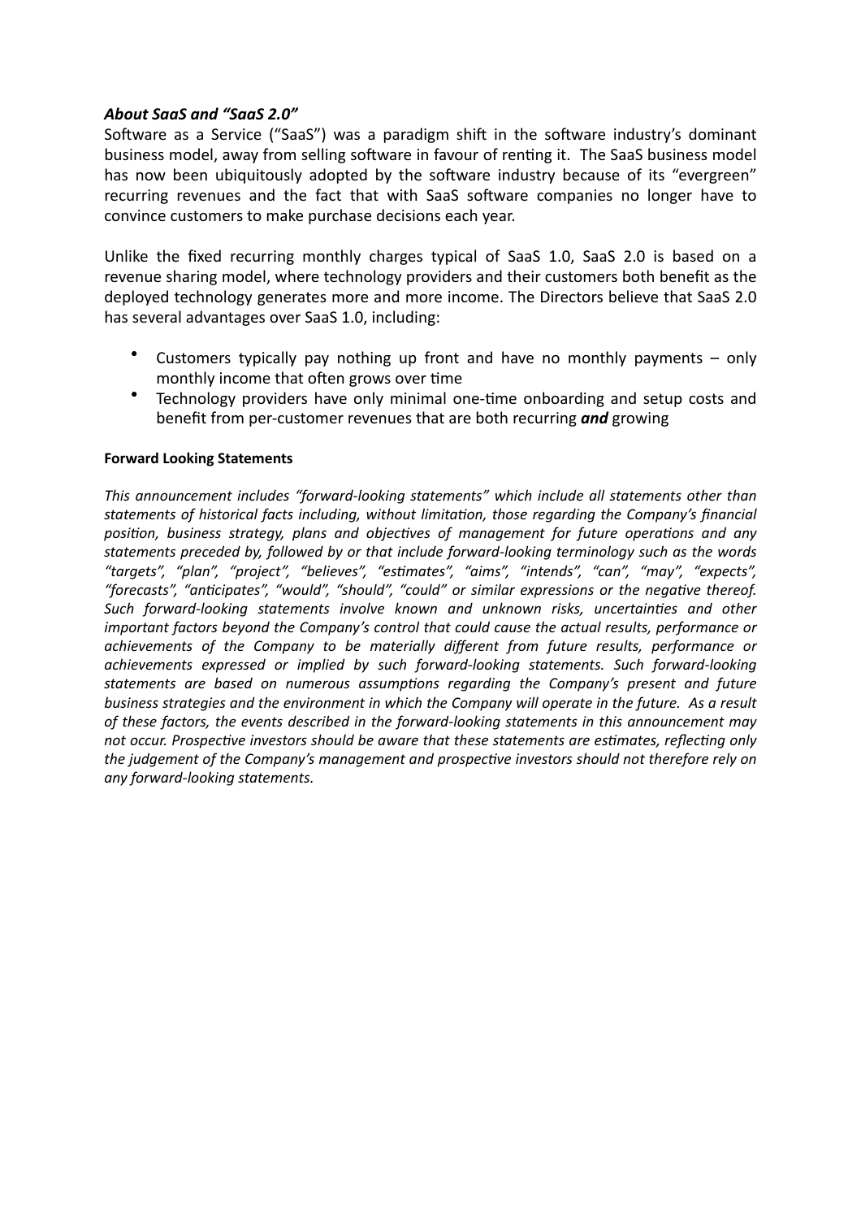### *About SaaS and "SaaS 2.0"*

Software as a Service ("SaaS") was a paradigm shift in the software industry's dominant business model, away from selling software in favour of renting it. The SaaS business model has now been ubiquitously adopted by the software industry because of its "evergreen" recurring revenues and the fact that with SaaS software companies no longer have to convince customers to make purchase decisions each year.

Unlike the fixed recurring monthly charges typical of SaaS 1.0, SaaS 2.0 is based on a revenue sharing model, where technology providers and their customers both benefit as the deployed technology generates more and more income. The Directors believe that SaaS 2.0 has several advantages over SaaS 1.0, including:

- Customers typically pay nothing up front and have no monthly payments – only monthly income that often grows over time
- Technology providers have only minimal one-time onboarding and setup costs and benefit from per-customer revenues that are both recurring ***and*** growing

**Forward Looking Statements**

*This announcement includes "forward-looking statements" which include all statements other than statements of historical facts including, without limitation, those regarding the Company's financial position, business strategy, plans and objectives of management for future operations and any statements preceded by, followed by or that include forward-looking terminology such as the words "targets", "plan", "project", "believes", "estimates", "aims", "intends", "can", "may", "expects", "forecasts", "anticipates", "would", "should", "could" or similar expressions or the negative thereof. Such forward-looking statements involve known and unknown risks, uncertainties and other important factors beyond the Company's control that could cause the actual results, performance or achievements of the Company to be materially different from future results, performance or achievements expressed or implied by such forward-looking statements. Such forward-looking statements are based on numerous assumptions regarding the Company's present and future business strategies and the environment in which the Company will operate in the future. As a result of these factors, the events described in the forward-looking statements in this announcement may not occur. Prospective investors should be aware that these statements are estimates, reflecting only the judgement of the Company's management and prospective investors should not therefore rely on any forward-looking statements.*